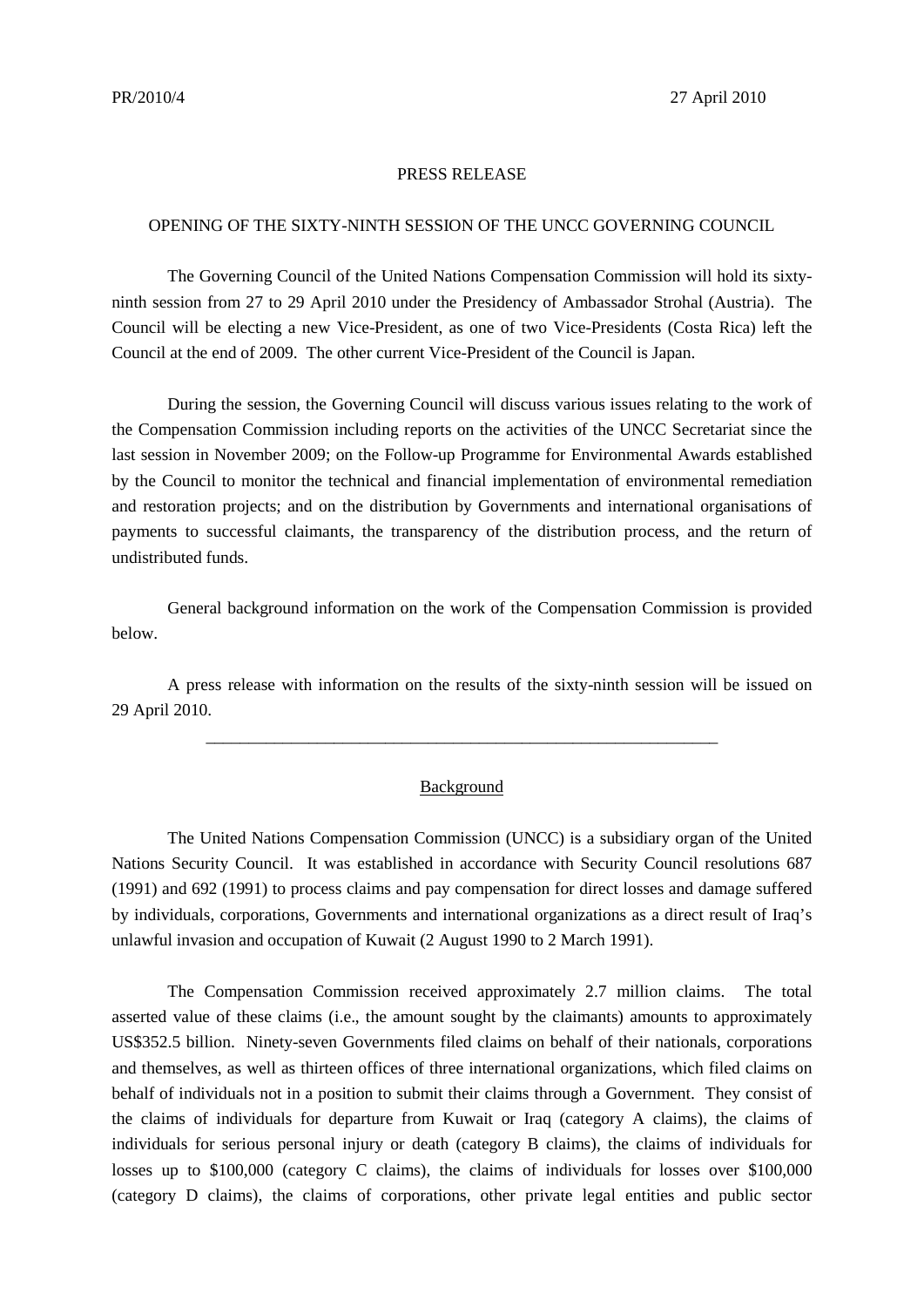PR/2010/4 27 April 2010

PRESS RELEASE

OPENING OF THE SIXTY-NINTH SESSION OF THE UNCC GOVERNING COUNCIL

The Governing Council of the United Nations Compensation Commission will hold its sixty-ninth session from 27 to 29 April 2010 under the Presidency of Ambassador Strohal (Austria). The Council will be electing a new Vice-President, as one of two Vice-Presidents (Costa Rica) left the Council at the end of 2009. The other current Vice-President of the Council is Japan.

During the session, the Governing Council will discuss various issues relating to the work of the Compensation Commission including reports on the activities of the UNCC Secretariat since the last session in November 2009; on the Follow-up Programme for Environmental Awards established by the Council to monitor the technical and financial implementation of environmental remediation and restoration projects; and on the distribution by Governments and international organisations of payments to successful claimants, the transparency of the distribution process, and the return of undistributed funds.

General background information on the work of the Compensation Commission is provided below.

A press release with information on the results of the sixty-ninth session will be issued on 29 April 2010.

---

Background

The United Nations Compensation Commission (UNCC) is a subsidiary organ of the United Nations Security Council. It was established in accordance with Security Council resolutions 687 (1991) and 692 (1991) to process claims and pay compensation for direct losses and damage suffered by individuals, corporations, Governments and international organizations as a direct result of Iraq's unlawful invasion and occupation of Kuwait (2 August 1990 to 2 March 1991).

The Compensation Commission received approximately 2.7 million claims. The total asserted value of these claims (i.e., the amount sought by the claimants) amounts to approximately US$352.5 billion. Ninety-seven Governments filed claims on behalf of their nationals, corporations and themselves, as well as thirteen offices of three international organizations, which filed claims on behalf of individuals not in a position to submit their claims through a Government. They consist of the claims of individuals for departure from Kuwait or Iraq (category A claims), the claims of individuals for serious personal injury or death (category B claims), the claims of individuals for losses up to $100,000 (category C claims), the claims of individuals for losses over $100,000 (category D claims), the claims of corporations, other private legal entities and public sector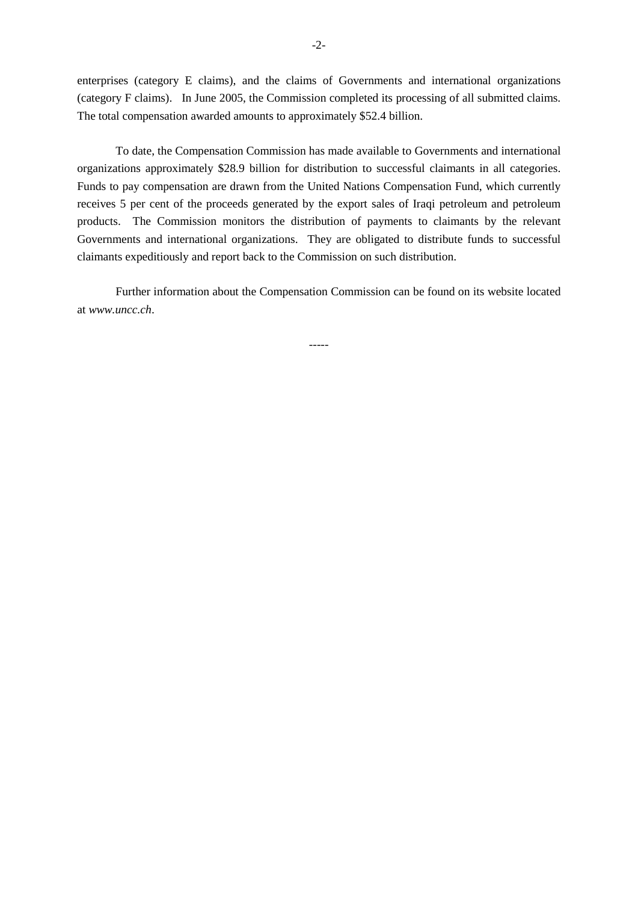enterprises (category E claims), and the claims of Governments and international organizations (category F claims). In June 2005, the Commission completed its processing of all submitted claims. The total compensation awarded amounts to approximately $52.4 billion.

To date, the Compensation Commission has made available to Governments and international organizations approximately $28.9 billion for distribution to successful claimants in all categories. Funds to pay compensation are drawn from the United Nations Compensation Fund, which currently receives 5 per cent of the proceeds generated by the export sales of Iraqi petroleum and petroleum products. The Commission monitors the distribution of payments to claimants by the relevant Governments and international organizations. They are obligated to distribute funds to successful claimants expeditiously and report back to the Commission on such distribution.

Further information about the Compensation Commission can be found on its website located at *www.uncc.ch*.

-----